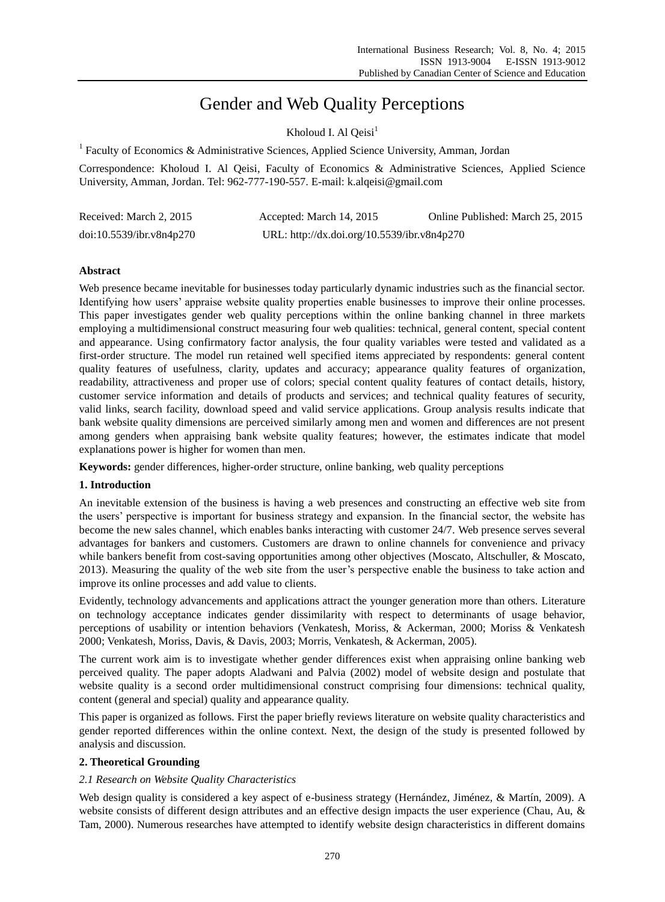# Gender and Web Quality Perceptions

Kholoud I. Al Qeisi[1]

[1] Faculty of Economics & Administrative Sciences, Applied Science University, Amman, Jordan

Correspondence: Kholoud I. Al Qeisi, Faculty of Economics & Administrative Sciences, Applied Science University, Amman, Jordan. Tel: 962-777-190-557. E-mail: k.alqeisi@gmail.com

Received: March 2, 2015 Accepted: March 14, 2015 Online Published: March 25, 2015

doi:10.5539/ibr.v8n4p270 URL: http://dx.doi.org/10.5539/ibr.v8n4p270

## Abstract

Web presence became inevitable for businesses today particularly dynamic industries such as the financial sector. Identifying how users' appraise website quality properties enable businesses to improve their online processes. This paper investigates gender web quality perceptions within the online banking channel in three markets employing a multidimensional construct measuring four web qualities: technical, general content, special content and appearance. Using confirmatory factor analysis, the four quality variables were tested and validated as a first-order structure. The model run retained well specified items appreciated by respondents: general content quality features of usefulness, clarity, updates and accuracy; appearance quality features of organization, readability, attractiveness and proper use of colors; special content quality features of contact details, history, customer service information and details of products and services; and technical quality features of security, valid links, search facility, download speed and valid service applications. Group analysis results indicate that bank website quality dimensions are perceived similarly among men and women and differences are not present among genders when appraising bank website quality features; however, the estimates indicate that model explanations power is higher for women than men.

**Keywords:** gender differences, higher-order structure, online banking, web quality perceptions

## 1. Introduction

An inevitable extension of the business is having a web presences and constructing an effective web site from the users' perspective is important for business strategy and expansion. In the financial sector, the website has become the new sales channel, which enables banks interacting with customer 24/7. Web presence serves several advantages for bankers and customers. Customers are drawn to online channels for convenience and privacy while bankers benefit from cost-saving opportunities among other objectives (Moscato, Altschuller, & Moscato, 2013). Measuring the quality of the web site from the user's perspective enable the business to take action and improve its online processes and add value to clients.

Evidently, technology advancements and applications attract the younger generation more than others. Literature on technology acceptance indicates gender dissimilarity with respect to determinants of usage behavior, perceptions of usability or intention behaviors (Venkatesh, Moriss, & Ackerman, 2000; Moriss & Venkatesh 2000; Venkatesh, Moriss, Davis, & Davis, 2003; Morris, Venkatesh, & Ackerman, 2005).

The current work aim is to investigate whether gender differences exist when appraising online banking web perceived quality. The paper adopts Aladwani and Palvia (2002) model of website design and postulate that website quality is a second order multidimensional construct comprising four dimensions: technical quality, content (general and special) quality and appearance quality.

This paper is organized as follows. First the paper briefly reviews literature on website quality characteristics and gender reported differences within the online context. Next, the design of the study is presented followed by analysis and discussion.

## 2. Theoretical Grounding

### *2.1 Research on Website Quality Characteristics*

Web design quality is considered a key aspect of e-business strategy (Hernández, Jiménez, & Martín, 2009). A website consists of different design attributes and an effective design impacts the user experience (Chau, Au, & Tam, 2000). Numerous researches have attempted to identify website design characteristics in different domains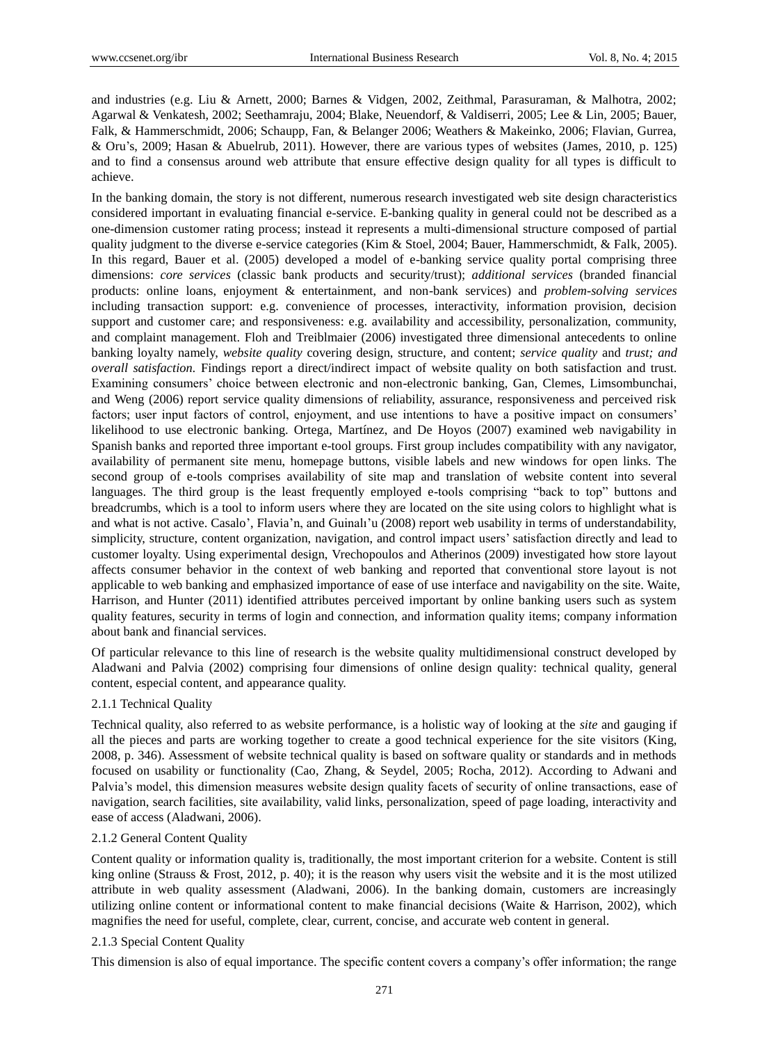and industries (e.g. Liu & Arnett, 2000; Barnes & Vidgen, 2002, Zeithmal, Parasuraman, & Malhotra, 2002; Agarwal & Venkatesh, 2002; Seethamraju, 2004; Blake, Neuendorf, & Valdiserri, 2005; Lee & Lin, 2005; Bauer, Falk, & Hammerschmidt, 2006; Schaupp, Fan, & Belanger 2006; Weathers & Makeinko, 2006; Flavian, Gurrea, & Oru's, 2009; Hasan & Abuelrub, 2011). However, there are various types of websites (James, 2010, p. 125) and to find a consensus around web attribute that ensure effective design quality for all types is difficult to achieve.

In the banking domain, the story is not different, numerous research investigated web site design characteristics considered important in evaluating financial e-service. E-banking quality in general could not be described as a one-dimension customer rating process; instead it represents a multi-dimensional structure composed of partial quality judgment to the diverse e-service categories (Kim & Stoel, 2004; Bauer, Hammerschmidt, & Falk, 2005). In this regard, Bauer et al. (2005) developed a model of e-banking service quality portal comprising three dimensions: *core services* (classic bank products and security/trust); *additional services* (branded financial products: online loans, enjoyment & entertainment, and non-bank services) and *problem-solving services* including transaction support: e.g. convenience of processes, interactivity, information provision, decision support and customer care; and responsiveness: e.g. availability and accessibility, personalization, community, and complaint management. Floh and Treiblmaier (2006) investigated three dimensional antecedents to online banking loyalty namely, *website quality* covering design, structure, and content; *service quality* and *trust; and overall satisfaction*. Findings report a direct/indirect impact of website quality on both satisfaction and trust. Examining consumers' choice between electronic and non-electronic banking, Gan, Clemes, Limsombunchai, and Weng (2006) report service quality dimensions of reliability, assurance, responsiveness and perceived risk factors; user input factors of control, enjoyment, and use intentions to have a positive impact on consumers' likelihood to use electronic banking. Ortega, Martínez, and De Hoyos (2007) examined web navigability in Spanish banks and reported three important e-tool groups. First group includes compatibility with any navigator, availability of permanent site menu, homepage buttons, visible labels and new windows for open links. The second group of e-tools comprises availability of site map and translation of website content into several languages. The third group is the least frequently employed e-tools comprising "back to top" buttons and breadcrumbs, which is a tool to inform users where they are located on the site using colors to highlight what is and what is not active. Casalo', Flavia'n, and Guinalı'u (2008) report web usability in terms of understandability, simplicity, structure, content organization, navigation, and control impact users' satisfaction directly and lead to customer loyalty. Using experimental design, Vrechopoulos and Atherinos (2009) investigated how store layout affects consumer behavior in the context of web banking and reported that conventional store layout is not applicable to web banking and emphasized importance of ease of use interface and navigability on the site. Waite, Harrison, and Hunter (2011) identified attributes perceived important by online banking users such as system quality features, security in terms of login and connection, and information quality items; company information about bank and financial services.

Of particular relevance to this line of research is the website quality multidimensional construct developed by Aladwani and Palvia (2002) comprising four dimensions of online design quality: technical quality, general content, especial content, and appearance quality.

#### 2.1.1 Technical Quality

Technical quality, also referred to as website performance, is a holistic way of looking at the *site* and gauging if all the pieces and parts are working together to create a good technical experience for the site visitors (King, 2008, p. 346). Assessment of website technical quality is based on software quality or standards and in methods focused on usability or functionality (Cao, Zhang, & Seydel, 2005; Rocha, 2012). According to Adwani and Palvia's model, this dimension measures website design quality facets of security of online transactions, ease of navigation, search facilities, site availability, valid links, personalization, speed of page loading, interactivity and ease of access (Aladwani, 2006).

#### 2.1.2 General Content Quality

Content quality or information quality is, traditionally, the most important criterion for a website. Content is still king online (Strauss & Frost, 2012, p. 40); it is the reason why users visit the website and it is the most utilized attribute in web quality assessment (Aladwani, 2006). In the banking domain, customers are increasingly utilizing online content or informational content to make financial decisions (Waite & Harrison, 2002), which magnifies the need for useful, complete, clear, current, concise, and accurate web content in general.

#### 2.1.3 Special Content Quality

This dimension is also of equal importance. The specific content covers a company's offer information; the range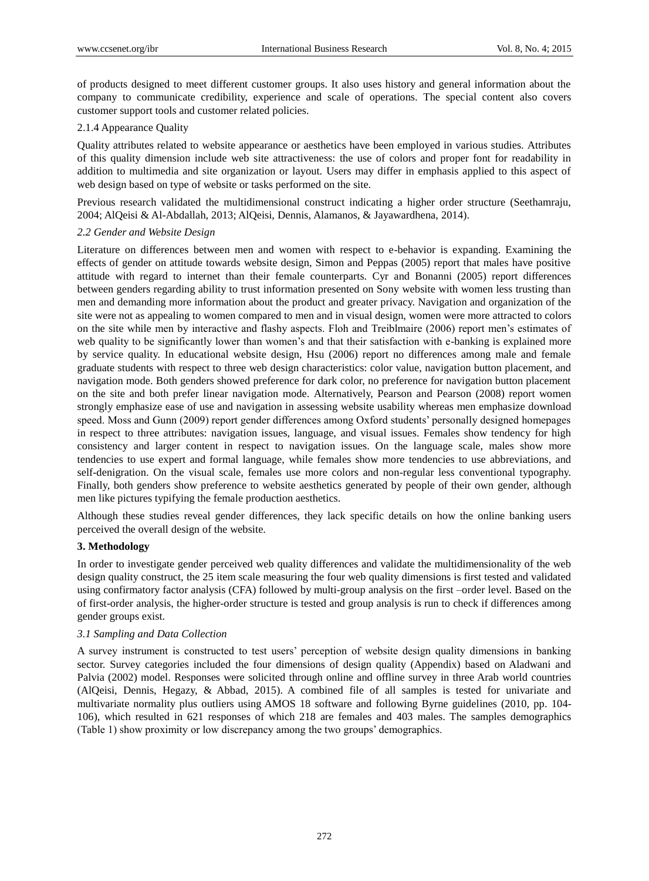of products designed to meet different customer groups. It also uses history and general information about the company to communicate credibility, experience and scale of operations. The special content also covers customer support tools and customer related policies.

2.1.4 Appearance Quality

Quality attributes related to website appearance or aesthetics have been employed in various studies. Attributes of this quality dimension include web site attractiveness: the use of colors and proper font for readability in addition to multimedia and site organization or layout. Users may differ in emphasis applied to this aspect of web design based on type of website or tasks performed on the site.

Previous research validated the multidimensional construct indicating a higher order structure (Seethamraju, 2004; AlQeisi & Al-Abdallah, 2013; AlQeisi, Dennis, Alamanos, & Jayawardhena, 2014).

### *2.2 Gender and Website Design*

Literature on differences between men and women with respect to e-behavior is expanding. Examining the effects of gender on attitude towards website design, Simon and Peppas (2005) report that males have positive attitude with regard to internet than their female counterparts. Cyr and Bonanni (2005) report differences between genders regarding ability to trust information presented on Sony website with women less trusting than men and demanding more information about the product and greater privacy. Navigation and organization of the site were not as appealing to women compared to men and in visual design, women were more attracted to colors on the site while men by interactive and flashy aspects. Floh and Treiblmaire (2006) report men's estimates of web quality to be significantly lower than women's and that their satisfaction with e-banking is explained more by service quality. In educational website design, Hsu (2006) report no differences among male and female graduate students with respect to three web design characteristics: color value, navigation button placement, and navigation mode. Both genders showed preference for dark color, no preference for navigation button placement on the site and both prefer linear navigation mode. Alternatively, Pearson and Pearson (2008) report women strongly emphasize ease of use and navigation in assessing website usability whereas men emphasize download speed. Moss and Gunn (2009) report gender differences among Oxford students' personally designed homepages in respect to three attributes: navigation issues, language, and visual issues. Females show tendency for high consistency and larger content in respect to navigation issues. On the language scale, males show more tendencies to use expert and formal language, while females show more tendencies to use abbreviations, and self-denigration. On the visual scale, females use more colors and non-regular less conventional typography. Finally, both genders show preference to website aesthetics generated by people of their own gender, although men like pictures typifying the female production aesthetics.

Although these studies reveal gender differences, they lack specific details on how the online banking users perceived the overall design of the website.

## **3. Methodology**

In order to investigate gender perceived web quality differences and validate the multidimensionality of the web design quality construct, the 25 item scale measuring the four web quality dimensions is first tested and validated using confirmatory factor analysis (CFA) followed by multi-group analysis on the first –order level. Based on the of first-order analysis, the higher-order structure is tested and group analysis is run to check if differences among gender groups exist.

### *3.1 Sampling and Data Collection*

A survey instrument is constructed to test users' perception of website design quality dimensions in banking sector. Survey categories included the four dimensions of design quality (Appendix) based on Aladwani and Palvia (2002) model. Responses were solicited through online and offline survey in three Arab world countries (AlQeisi, Dennis, Hegazy, & Abbad, 2015). A combined file of all samples is tested for univariate and multivariate normality plus outliers using AMOS 18 software and following Byrne guidelines (2010, pp. 104-106), which resulted in 621 responses of which 218 are females and 403 males. The samples demographics (Table 1) show proximity or low discrepancy among the two groups' demographics.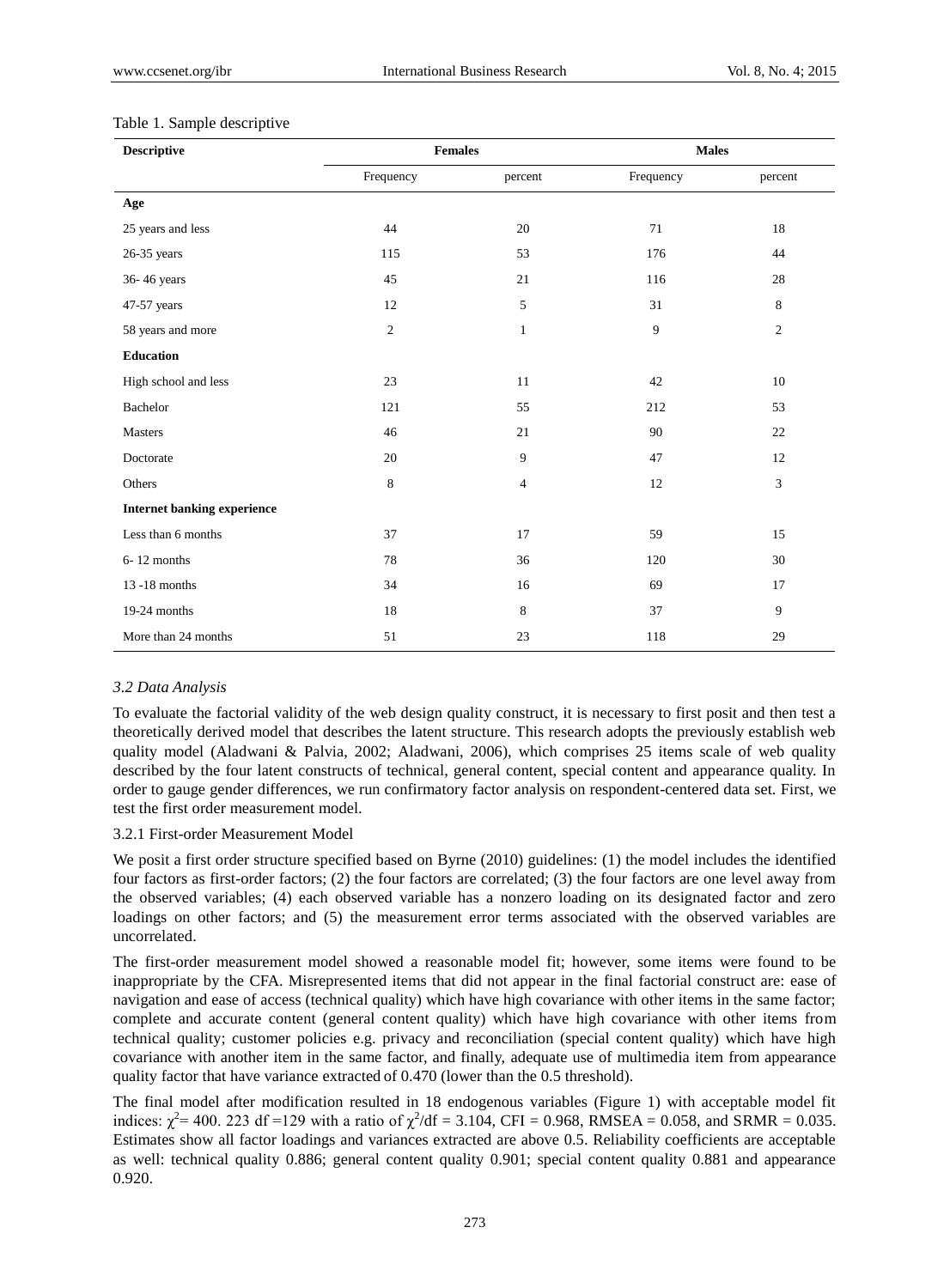Table 1. Sample descriptive

| Descriptive | Females | | Males | |
|---|---|---|---|---|
| | Frequency | percent | Frequency | percent |
| **Age** | | | | |
| 25 years and less | 44 | 20 | 71 | 18 |
| 26-35 years | 115 | 53 | 176 | 44 |
| 36- 46 years | 45 | 21 | 116 | 28 |
| 47-57 years | 12 | 5 | 31 | 8 |
| 58 years and more | 2 | 1 | 9 | 2 |
| **Education** | | | | |
| High school and less | 23 | 11 | 42 | 10 |
| Bachelor | 121 | 55 | 212 | 53 |
| Masters | 46 | 21 | 90 | 22 |
| Doctorate | 20 | 9 | 47 | 12 |
| Others | 8 | 4 | 12 | 3 |
| **Internet banking experience** | | | | |
| Less than 6 months | 37 | 17 | 59 | 15 |
| 6- 12 months | 78 | 36 | 120 | 30 |
| 13 -18 months | 34 | 16 | 69 | 17 |
| 19-24 months | 18 | 8 | 37 | 9 |
| More than 24 months | 51 | 23 | 118 | 29 |

### *3.2 Data Analysis*

To evaluate the factorial validity of the web design quality construct, it is necessary to first posit and then test a theoretically derived model that describes the latent structure. This research adopts the previously establish web quality model (Aladwani & Palvia, 2002; Aladwani, 2006), which comprises 25 items scale of web quality described by the four latent constructs of technical, general content, special content and appearance quality. In order to gauge gender differences, we run confirmatory factor analysis on respondent-centered data set. First, we test the first order measurement model.

#### 3.2.1 First-order Measurement Model

We posit a first order structure specified based on Byrne (2010) guidelines: (1) the model includes the identified four factors as first-order factors; (2) the four factors are correlated; (3) the four factors are one level away from the observed variables; (4) each observed variable has a nonzero loading on its designated factor and zero loadings on other factors; and (5) the measurement error terms associated with the observed variables are uncorrelated.

The first-order measurement model showed a reasonable model fit; however, some items were found to be inappropriate by the CFA. Misrepresented items that did not appear in the final factorial construct are: ease of navigation and ease of access (technical quality) which have high covariance with other items in the same factor; complete and accurate content (general content quality) which have high covariance with other items from technical quality; customer policies e.g. privacy and reconciliation (special content quality) which have high covariance with another item in the same factor, and finally, adequate use of multimedia item from appearance quality factor that have variance extracted of 0.470 (lower than the 0.5 threshold).

The final model after modification resulted in 18 endogenous variables (Figure 1) with acceptable model fit indices: $\chi^2$= 400. 223 df =129 with a ratio of $\chi^2$/df = 3.104, CFI = 0.968, RMSEA = 0.058, and SRMR = 0.035. Estimates show all factor loadings and variances extracted are above 0.5. Reliability coefficients are acceptable as well: technical quality 0.886; general content quality 0.901; special content quality 0.881 and appearance 0.920.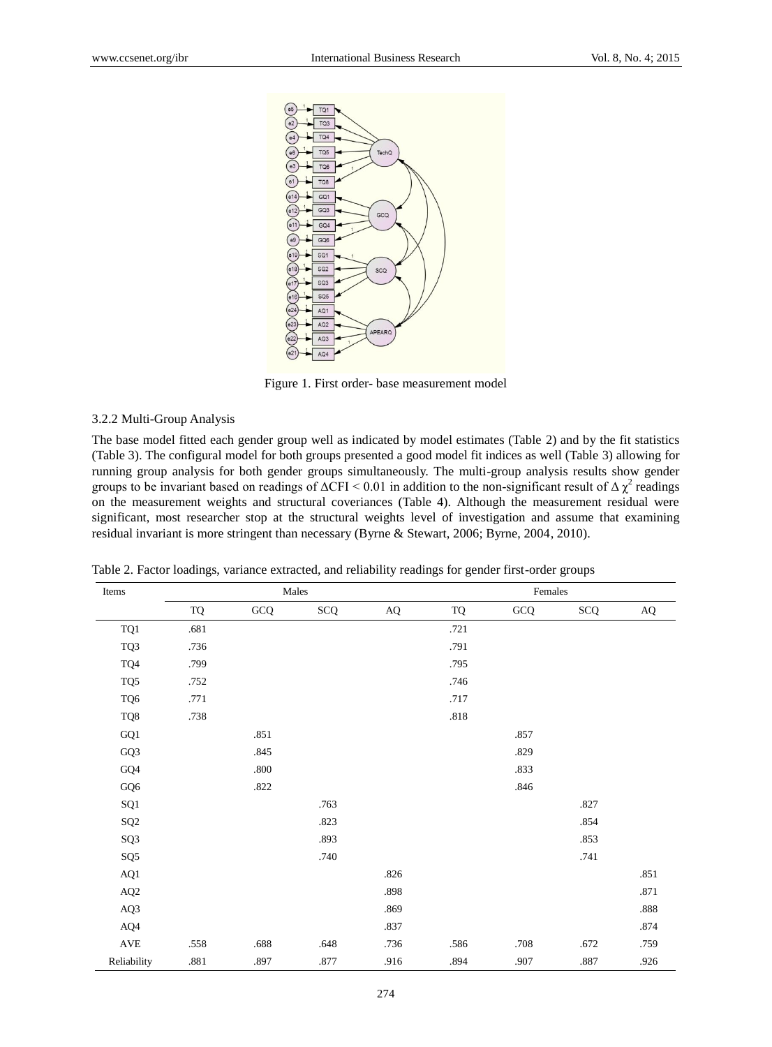Figure 1. First order- base measurement model

3.2.2 Multi-Group Analysis

The base model fitted each gender group well as indicated by model estimates (Table 2) and by the fit statistics (Table 3). The configural model for both groups presented a good model fit indices as well (Table 3) allowing for running group analysis for both gender groups simultaneously. The multi-group analysis results show gender groups to be invariant based on readings of $\Delta$CFI < 0.01 in addition to the non-significant result of $\Delta\chi^2$ readings on the measurement weights and structural coveriances (Table 4). Although the measurement residual were significant, most researcher stop at the structural weights level of investigation and assume that examining residual invariant is more stringent than necessary (Byrne & Stewart, 2006; Byrne, 2004, 2010).

Table 2. Factor loadings, variance extracted, and reliability readings for gender first-order groups

| Items | Males | | | | Females | | | |
|---|---|---|---|---|---|---|---|---|
| | TQ | GCQ | SCQ | AQ | TQ | GCQ | SCQ | AQ |
| TQ1 | .681 | | | | .721 | | | |
| TQ3 | .736 | | | | .791 | | | |
| TQ4 | .799 | | | | .795 | | | |
| TQ5 | .752 | | | | .746 | | | |
| TQ6 | .771 | | | | .717 | | | |
| TQ8 | .738 | | | | .818 | | | |
| GQ1 | | .851 | | | | .857 | | |
| GQ3 | | .845 | | | | .829 | | |
| GQ4 | | .800 | | | | .833 | | |
| GQ6 | | .822 | | | | .846 | | |
| SQ1 | | | .763 | | | | .827 | |
| SQ2 | | | .823 | | | | .854 | |
| SQ3 | | | .893 | | | | .853 | |
| SQ5 | | | .740 | | | | .741 | |
| AQ1 | | | | .826 | | | | .851 |
| AQ2 | | | | .898 | | | | .871 |
| AQ3 | | | | .869 | | | | .888 |
| AQ4 | | | | .837 | | | | .874 |
| AVE | .558 | .688 | .648 | .736 | .586 | .708 | .672 | .759 |
| Reliability | .881 | .897 | .877 | .916 | .894 | .907 | .887 | .926 |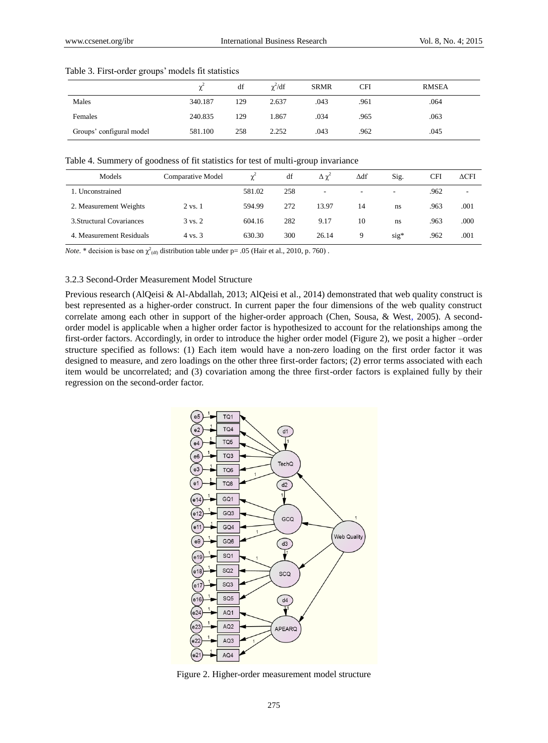Table 3. First-order groups' models fit statistics

| | $\chi^2$ | df | $\chi^2$/df | SRMR | CFI | RMSEA |
|---|---|---|---|---|---|---|
| Males | 340.187 | 129 | 2.637 | .043 | .961 | .064 |
| Females | 240.835 | 129 | 1.867 | .034 | .965 | .063 |
| Groups' configural model | 581.100 | 258 | 2.252 | .043 | .962 | .045 |

Table 4. Summery of goodness of fit statistics for test of multi-group invariance

| Models | Comparative Model | $\chi^2$ | df | $\Delta \chi^2$ | $\Delta$df | Sig. | CFI | $\Delta$CFI |
|---|---|---|---|---|---|---|---|---|
| 1. Unconstrained | | 581.02 | 258 | - | - | - | .962 | - |
| 2. Measurement Weights | 2 vs. 1 | 594.99 | 272 | 13.97 | 14 | ns | .963 | .001 |
| 3.Structural Covariances | 3 vs. 2 | 604.16 | 282 | 9.17 | 10 | ns | .963 | .000 |
| 4. Measurement Residuals | 4 vs. 3 | 630.30 | 300 | 26.14 | 9 | sig* | .962 | .001 |

*Note.* * decision is base on $\chi^2_{(df)}$ distribution table under p= .05 (Hair et al., 2010, p. 760) .

#### 3.2.3 Second-Order Measurement Model Structure

Previous research (AlQeisi & Al-Abdallah, 2013; AlQeisi et al., 2014) demonstrated that web quality construct is best represented as a higher-order construct. In current paper the four dimensions of the web quality construct correlate among each other in support of the higher-order approach (Chen, Sousa, & West, 2005). A second-order model is applicable when a higher order factor is hypothesized to account for the relationships among the first-order factors. Accordingly, in order to introduce the higher order model (Figure 2), we posit a higher –order structure specified as follows: (1) Each item would have a non-zero loading on the first order factor it was designed to measure, and zero loadings on the other three first-order factors; (2) error terms associated with each item would be uncorrelated; and (3) covariation among the three first-order factors is explained fully by their regression on the second-order factor.

Figure 2. Higher-order measurement model structure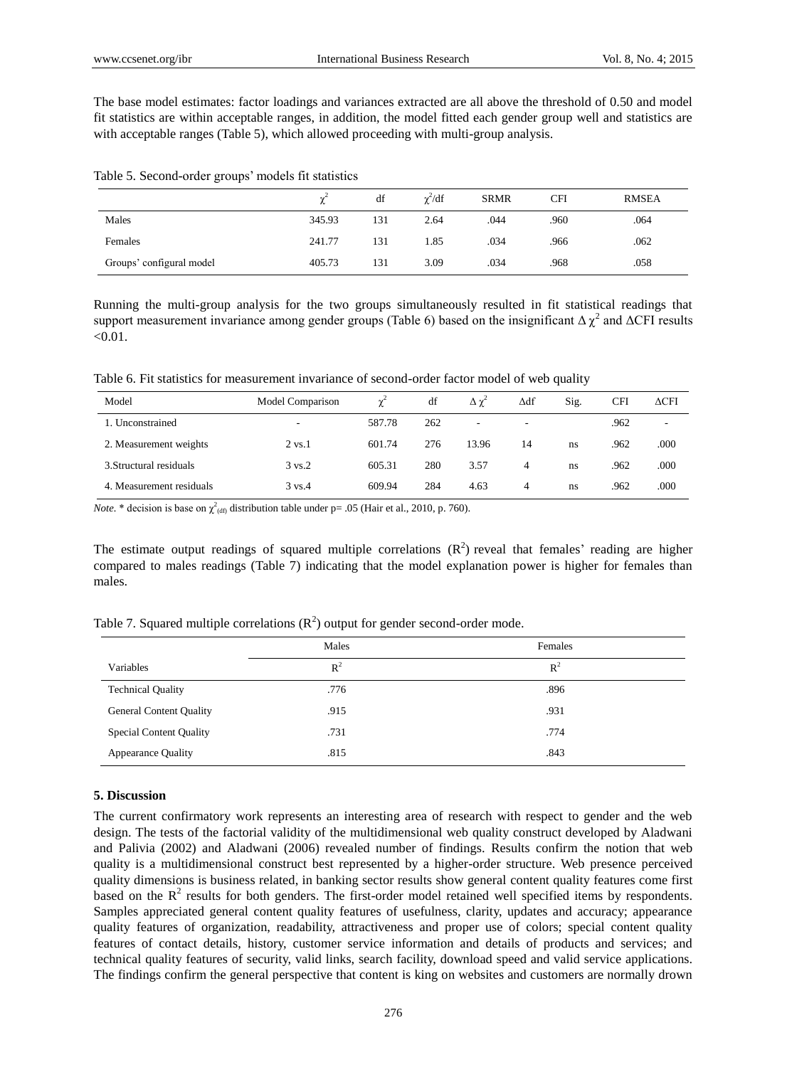The base model estimates: factor loadings and variances extracted are all above the threshold of 0.50 and model fit statistics are within acceptable ranges, in addition, the model fitted each gender group well and statistics are with acceptable ranges (Table 5), which allowed proceeding with multi-group analysis.

Table 5. Second-order groups' models fit statistics

| | $\chi^2$ | df | $\chi^2$/df | SRMR | CFI | RMSEA |
|---|---|---|---|---|---|---|
| Males | 345.93 | 131 | 2.64 | .044 | .960 | .064 |
| Females | 241.77 | 131 | 1.85 | .034 | .966 | .062 |
| Groups' configural model | 405.73 | 131 | 3.09 | .034 | .968 | .058 |

Running the multi-group analysis for the two groups simultaneously resulted in fit statistical readings that support measurement invariance among gender groups (Table 6) based on the insignificant $\Delta\chi^2$ and ΔCFI results <0.01.

Table 6. Fit statistics for measurement invariance of second-order factor model of web quality

| Model | Model Comparison | $\chi^2$ | df | $\Delta\chi^2$ | Δdf | Sig. | CFI | ΔCFI |
|---|---|---|---|---|---|---|---|---|
| 1. Unconstrained | - | 587.78 | 262 | - | - | | .962 | - |
| 2. Measurement weights | 2 vs.1 | 601.74 | 276 | 13.96 | 14 | ns | .962 | .000 |
| 3.Structural residuals | 3 vs.2 | 605.31 | 280 | 3.57 | 4 | ns | .962 | .000 |
| 4. Measurement residuals | 3 vs.4 | 609.94 | 284 | 4.63 | 4 | ns | .962 | .000 |

*Note.* * decision is base on $\chi^2_{(df)}$ distribution table under p= .05 (Hair et al., 2010, p. 760).

The estimate output readings of squared multiple correlations ($R^2$) reveal that females' reading are higher compared to males readings (Table 7) indicating that the model explanation power is higher for females than males.

Table 7. Squared multiple correlations ($R^2$) output for gender second-order mode.

| | Males | Females |
|---|---|---|
| Variables | $R^2$ | $R^2$ |
| Technical Quality | .776 | .896 |
| General Content Quality | .915 | .931 |
| Special Content Quality | .731 | .774 |
| Appearance Quality | .815 | .843 |

**5. Discussion**

The current confirmatory work represents an interesting area of research with respect to gender and the web design. The tests of the factorial validity of the multidimensional web quality construct developed by Aladwani and Palivia (2002) and Aladwani (2006) revealed number of findings. Results confirm the notion that web quality is a multidimensional construct best represented by a higher-order structure. Web presence perceived quality dimensions is business related, in banking sector results show general content quality features come first based on the $R^2$ results for both genders. The first-order model retained well specified items by respondents. Samples appreciated general content quality features of usefulness, clarity, updates and accuracy; appearance quality features of organization, readability, attractiveness and proper use of colors; special content quality features of contact details, history, customer service information and details of products and services; and technical quality features of security, valid links, search facility, download speed and valid service applications. The findings confirm the general perspective that content is king on websites and customers are normally drown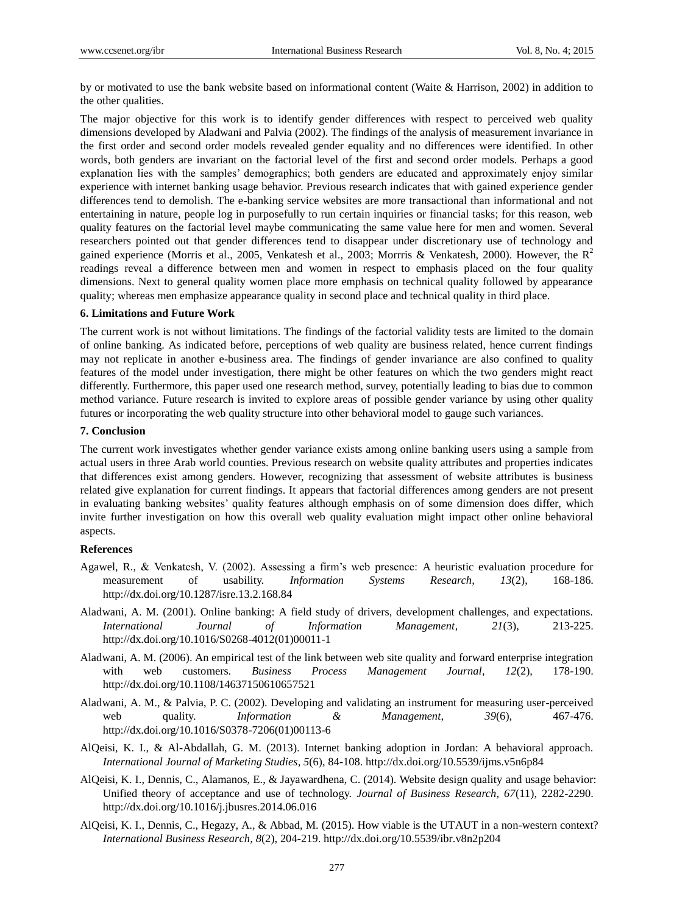by or motivated to use the bank website based on informational content (Waite & Harrison, 2002) in addition to the other qualities.

The major objective for this work is to identify gender differences with respect to perceived web quality dimensions developed by Aladwani and Palvia (2002). The findings of the analysis of measurement invariance in the first order and second order models revealed gender equality and no differences were identified. In other words, both genders are invariant on the factorial level of the first and second order models. Perhaps a good explanation lies with the samples' demographics; both genders are educated and approximately enjoy similar experience with internet banking usage behavior. Previous research indicates that with gained experience gender differences tend to demolish. The e-banking service websites are more transactional than informational and not entertaining in nature, people log in purposefully to run certain inquiries or financial tasks; for this reason, web quality features on the factorial level maybe communicating the same value here for men and women. Several researchers pointed out that gender differences tend to disappear under discretionary use of technology and gained experience (Morris et al., 2005, Venkatesh et al., 2003; Morrris & Venkatesh, 2000). However, the $R^2$ readings reveal a difference between men and women in respect to emphasis placed on the four quality dimensions. Next to general quality women place more emphasis on technical quality followed by appearance quality; whereas men emphasize appearance quality in second place and technical quality in third place.

### 6. Limitations and Future Work

The current work is not without limitations. The findings of the factorial validity tests are limited to the domain of online banking. As indicated before, perceptions of web quality are business related, hence current findings may not replicate in another e-business area. The findings of gender invariance are also confined to quality features of the model under investigation, there might be other features on which the two genders might react differently. Furthermore, this paper used one research method, survey, potentially leading to bias due to common method variance. Future research is invited to explore areas of possible gender variance by using other quality futures or incorporating the web quality structure into other behavioral model to gauge such variances.

### 7. Conclusion

The current work investigates whether gender variance exists among online banking users using a sample from actual users in three Arab world counties. Previous research on website quality attributes and properties indicates that differences exist among genders. However, recognizing that assessment of website attributes is business related give explanation for current findings. It appears that factorial differences among genders are not present in evaluating banking websites' quality features although emphasis on of some dimension does differ, which invite further investigation on how this overall web quality evaluation might impact other online behavioral aspects.

### References

Agawel, R., & Venkatesh, V. (2002). Assessing a firm's web presence: A heuristic evaluation procedure for measurement of usability. *Information Systems Research, 13*(2), 168-186. http://dx.doi.org/10.1287/isre.13.2.168.84

Aladwani, A. M. (2001). Online banking: A field study of drivers, development challenges, and expectations. *International Journal of Information Management, 21*(3), 213-225. http://dx.doi.org/10.1016/S0268-4012(01)00011-1

Aladwani, A. M. (2006). An empirical test of the link between web site quality and forward enterprise integration with web customers. *Business Process Management Journal, 12*(2), 178-190. http://dx.doi.org/10.1108/14637150610657521

Aladwani, A. M., & Palvia, P. C. (2002). Developing and validating an instrument for measuring user-perceived web quality. *Information & Management, 39*(6), 467-476. http://dx.doi.org/10.1016/S0378-7206(01)00113-6

AlQeisi, K. I., & Al-Abdallah, G. M. (2013). Internet banking adoption in Jordan: A behavioral approach. *International Journal of Marketing Studies, 5*(6), 84-108. http://dx.doi.org/10.5539/ijms.v5n6p84

AlQeisi, K. I., Dennis, C., Alamanos, E., & Jayawardhena, C. (2014). Website design quality and usage behavior: Unified theory of acceptance and use of technology. *Journal of Business Research, 67*(11), 2282-2290. http://dx.doi.org/10.1016/j.jbusres.2014.06.016

AlQeisi, K. I., Dennis, C., Hegazy, A., & Abbad, M. (2015). How viable is the UTAUT in a non-western context? *International Business Research, 8*(2), 204-219. http://dx.doi.org/10.5539/ibr.v8n2p204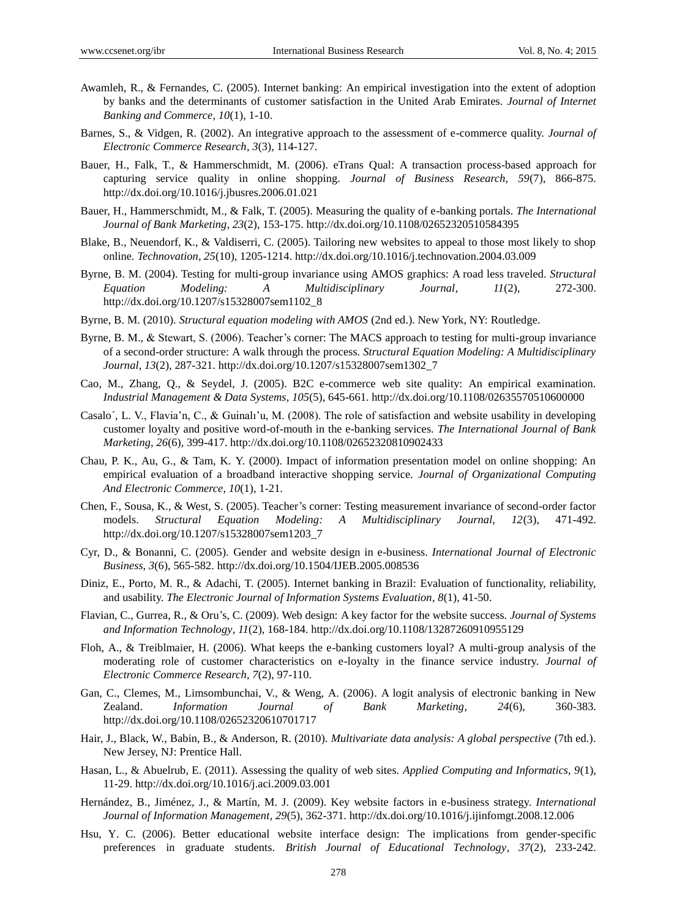Awamleh, R., & Fernandes, C. (2005). Internet banking: An empirical investigation into the extent of adoption by banks and the determinants of customer satisfaction in the United Arab Emirates. *Journal of Internet Banking and Commerce, 10*(1), 1-10.

Barnes, S., & Vidgen, R. (2002). An integrative approach to the assessment of e-commerce quality. *Journal of Electronic Commerce Research, 3*(3), 114-127.

Bauer, H., Falk, T., & Hammerschmidt, M. (2006). eTrans Qual: A transaction process-based approach for capturing service quality in online shopping. *Journal of Business Research, 59*(7), 866-875. http://dx.doi.org/10.1016/j.jbusres.2006.01.021

Bauer, H., Hammerschmidt, M., & Falk, T. (2005). Measuring the quality of e-banking portals. *The International Journal of Bank Marketing, 23*(2), 153-175. http://dx.doi.org/10.1108/02652320510584395

Blake, B., Neuendorf, K., & Valdiserri, C. (2005). Tailoring new websites to appeal to those most likely to shop online. *Technovation, 25*(10), 1205-1214. http://dx.doi.org/10.1016/j.technovation.2004.03.009

Byrne, B. M. (2004). Testing for multi-group invariance using AMOS graphics: A road less traveled. *Structural Equation Modeling: A Multidisciplinary Journal, 11*(2), 272-300. http://dx.doi.org/10.1207/s15328007sem1102_8

Byrne, B. M. (2010). *Structural equation modeling with AMOS* (2nd ed.). New York, NY: Routledge.

Byrne, B. M., & Stewart, S. (2006). Teacher's corner: The MACS approach to testing for multi-group invariance of a second-order structure: A walk through the process. *Structural Equation Modeling: A Multidisciplinary Journal, 13*(2), 287-321. http://dx.doi.org/10.1207/s15328007sem1302_7

Cao, M., Zhang, Q., & Seydel, J. (2005). B2C e-commerce web site quality: An empirical examination. *Industrial Management & Data Systems, 105*(5), 645-661. http://dx.doi.org/10.1108/02635570510600000

Casalo´, L. V., Flavia'n, C., & Guinalı'u, M. (2008). The role of satisfaction and website usability in developing customer loyalty and positive word-of-mouth in the e-banking services. *The International Journal of Bank Marketing, 26*(6), 399-417. http://dx.doi.org/10.1108/02652320810902433

Chau, P. K., Au, G., & Tam, K. Y. (2000). Impact of information presentation model on online shopping: An empirical evaluation of a broadband interactive shopping service. *Journal of Organizational Computing And Electronic Commerce, 10*(1), 1-21.

Chen, F., Sousa, K., & West, S. (2005). Teacher's corner: Testing measurement invariance of second-order factor models. *Structural Equation Modeling: A Multidisciplinary Journal, 12*(3), 471-492. http://dx.doi.org/10.1207/s15328007sem1203_7

Cyr, D., & Bonanni, C. (2005). Gender and website design in e-business. *International Journal of Electronic Business, 3*(6), 565-582. http://dx.doi.org/10.1504/IJEB.2005.008536

Diniz, E., Porto, M. R., & Adachi, T. (2005). Internet banking in Brazil: Evaluation of functionality, reliability, and usability. *The Electronic Journal of Information Systems Evaluation, 8*(1), 41-50.

Flavian, C., Gurrea, R., & Oru's, C. (2009). Web design: A key factor for the website success. *Journal of Systems and Information Technology, 11*(2), 168-184. http://dx.doi.org/10.1108/13287260910955129

Floh, A., & Treiblmaier, H. (2006). What keeps the e-banking customers loyal? A multi-group analysis of the moderating role of customer characteristics on e-loyalty in the finance service industry. *Journal of Electronic Commerce Research, 7*(2), 97-110.

Gan, C., Clemes, M., Limsombunchai, V., & Weng, A. (2006). A logit analysis of electronic banking in New Zealand. *Information Journal of Bank Marketing, 24*(6), 360-383. http://dx.doi.org/10.1108/02652320610701717

Hair, J., Black, W., Babin, B., & Anderson, R. (2010). *Multivariate data analysis: A global perspective* (7th ed.). New Jersey, NJ: Prentice Hall.

Hasan, L., & Abuelrub, E. (2011). Assessing the quality of web sites. *Applied Computing and Informatics, 9*(1), 11-29. http://dx.doi.org/10.1016/j.aci.2009.03.001

Hernández, B., Jiménez, J., & Martín, M. J. (2009). Key website factors in e-business strategy. *International Journal of Information Management, 29*(5), 362-371. http://dx.doi.org/10.1016/j.ijinfomgt.2008.12.006

Hsu, Y. C. (2006). Better educational website interface design: The implications from gender-specific preferences in graduate students. *British Journal of Educational Technology, 37*(2), 233-242.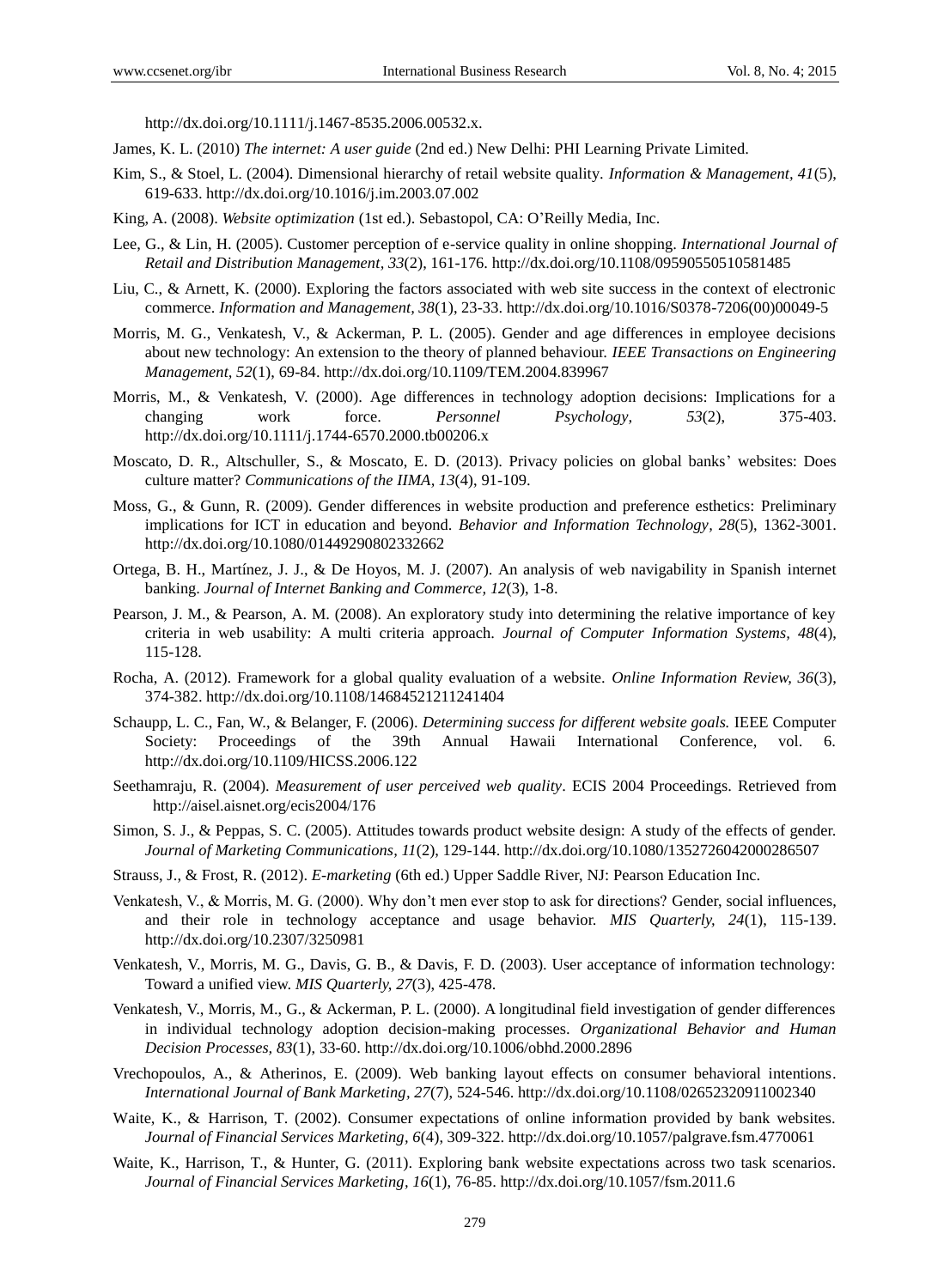http://dx.doi.org/10.1111/j.1467-8535.2006.00532.x.

James, K. L. (2010) *The internet: A user guide* (2nd ed.) New Delhi: PHI Learning Private Limited.

Kim, S., & Stoel, L. (2004). Dimensional hierarchy of retail website quality. *Information & Management, 41*(5), 619-633. http://dx.doi.org/10.1016/j.im.2003.07.002

King, A. (2008). *Website optimization* (1st ed.). Sebastopol, CA: O'Reilly Media, Inc.

Lee, G., & Lin, H. (2005). Customer perception of e-service quality in online shopping. *International Journal of Retail and Distribution Management, 33*(2), 161-176. http://dx.doi.org/10.1108/09590550510581485

Liu, C., & Arnett, K. (2000). Exploring the factors associated with web site success in the context of electronic commerce. *Information and Management, 38*(1), 23-33. http://dx.doi.org/10.1016/S0378-7206(00)00049-5

Morris, M. G., Venkatesh, V., & Ackerman, P. L. (2005). Gender and age differences in employee decisions about new technology: An extension to the theory of planned behaviour. *IEEE Transactions on Engineering Management, 52*(1), 69-84. http://dx.doi.org/10.1109/TEM.2004.839967

Morris, M., & Venkatesh, V. (2000). Age differences in technology adoption decisions: Implications for a changing work force. *Personnel Psychology, 53*(2), 375-403. http://dx.doi.org/10.1111/j.1744-6570.2000.tb00206.x

Moscato, D. R., Altschuller, S., & Moscato, E. D. (2013). Privacy policies on global banks' websites: Does culture matter? *Communications of the IIMA, 13*(4), 91-109.

Moss, G., & Gunn, R. (2009). Gender differences in website production and preference esthetics: Preliminary implications for ICT in education and beyond. *Behavior and Information Technology, 28*(5), 1362-3001. http://dx.doi.org/10.1080/01449290802332662

Ortega, B. H., Martínez, J. J., & De Hoyos, M. J. (2007). An analysis of web navigability in Spanish internet banking. *Journal of Internet Banking and Commerce, 12*(3), 1-8.

Pearson, J. M., & Pearson, A. M. (2008). An exploratory study into determining the relative importance of key criteria in web usability: A multi criteria approach. *Journal of Computer Information Systems, 48*(4), 115-128.

Rocha, A. (2012). Framework for a global quality evaluation of a website. *Online Information Review, 36*(3), 374-382. http://dx.doi.org/10.1108/14684521211241404

Schaupp, L. C., Fan, W., & Belanger, F. (2006). *Determining success for different website goals.* IEEE Computer Society: Proceedings of the 39th Annual Hawaii International Conference, vol. 6. http://dx.doi.org/10.1109/HICSS.2006.122

Seethamraju, R. (2004). *Measurement of user perceived web quality*. ECIS 2004 Proceedings. Retrieved from http://aisel.aisnet.org/ecis2004/176

Simon, S. J., & Peppas, S. C. (2005). Attitudes towards product website design: A study of the effects of gender. *Journal of Marketing Communications, 11*(2), 129-144. http://dx.doi.org/10.1080/1352726042000286507

Strauss, J., & Frost, R. (2012). *E-marketing* (6th ed.) Upper Saddle River, NJ: Pearson Education Inc.

Venkatesh, V., & Morris, M. G. (2000). Why don't men ever stop to ask for directions? Gender, social influences, and their role in technology acceptance and usage behavior. *MIS Quarterly, 24*(1), 115-139. http://dx.doi.org/10.2307/3250981

Venkatesh, V., Morris, M. G., Davis, G. B., & Davis, F. D. (2003). User acceptance of information technology: Toward a unified view. *MIS Quarterly, 27*(3), 425-478.

Venkatesh, V., Morris, M., G., & Ackerman, P. L. (2000). A longitudinal field investigation of gender differences in individual technology adoption decision-making processes. *Organizational Behavior and Human Decision Processes, 83*(1), 33-60. http://dx.doi.org/10.1006/obhd.2000.2896

Vrechopoulos, A., & Atherinos, E. (2009). Web banking layout effects on consumer behavioral intentions. *International Journal of Bank Marketing, 27*(7), 524-546. http://dx.doi.org/10.1108/02652320911002340

Waite, K., & Harrison, T. (2002). Consumer expectations of online information provided by bank websites. *Journal of Financial Services Marketing, 6*(4), 309-322. http://dx.doi.org/10.1057/palgrave.fsm.4770061

Waite, K., Harrison, T., & Hunter, G. (2011). Exploring bank website expectations across two task scenarios. *Journal of Financial Services Marketing, 16*(1), 76-85. http://dx.doi.org/10.1057/fsm.2011.6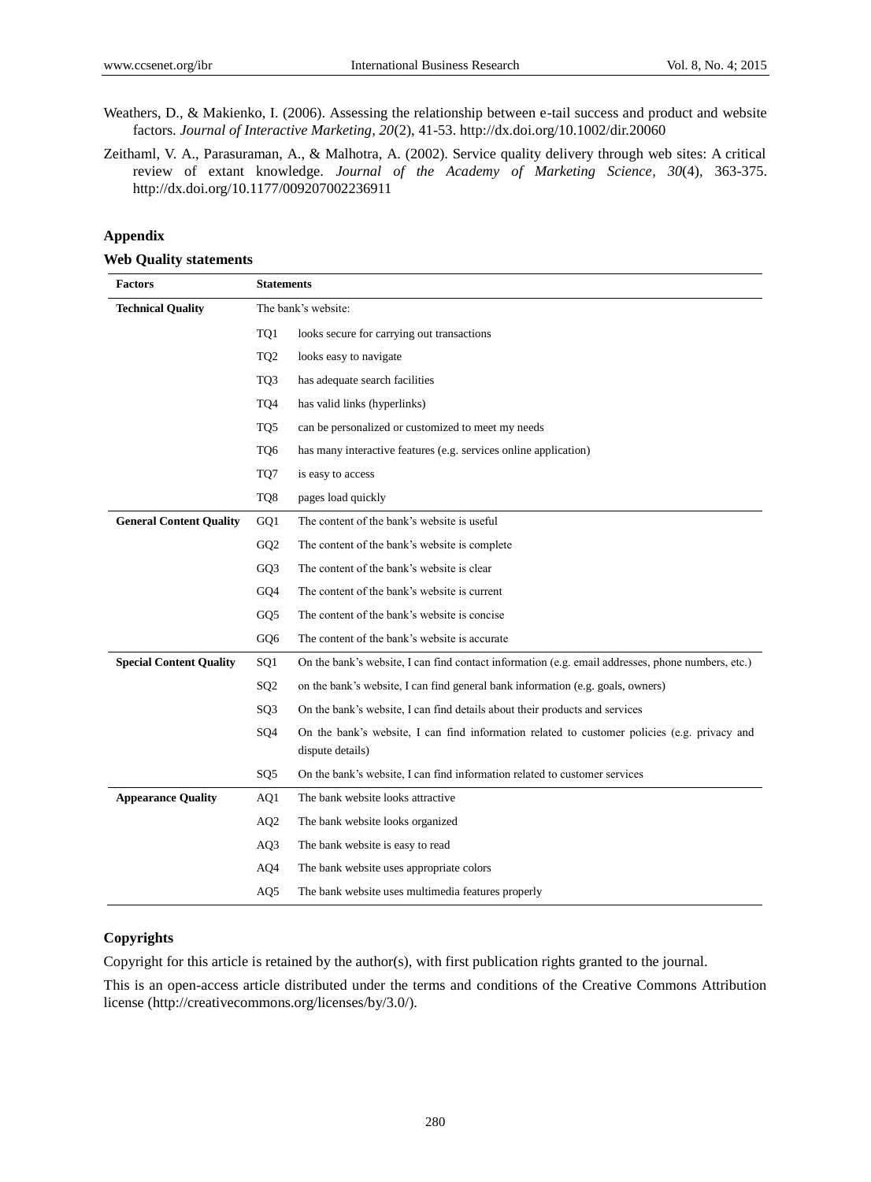Weathers, D., & Makienko, I. (2006). Assessing the relationship between e-tail success and product and website factors. *Journal of Interactive Marketing*, *20*(2), 41-53. http://dx.doi.org/10.1002/dir.20060

Zeithaml, V. A., Parasuraman, A., & Malhotra, A. (2002). Service quality delivery through web sites: A critical review of extant knowledge. *Journal of the Academy of Marketing Science*, *30*(4), 363-375. http://dx.doi.org/10.1177/009207002236911

## Appendix

### Web Quality statements

| Factors | Statements | |
|---|---|---|
| **Technical Quality** | The bank's website: | |
| | TQ1 | looks secure for carrying out transactions |
| | TQ2 | looks easy to navigate |
| | TQ3 | has adequate search facilities |
| | TQ4 | has valid links (hyperlinks) |
| | TQ5 | can be personalized or customized to meet my needs |
| | TQ6 | has many interactive features (e.g. services online application) |
| | TQ7 | is easy to access |
| | TQ8 | pages load quickly |
| **General Content Quality** | GQ1 | The content of the bank's website is useful |
| | GQ2 | The content of the bank's website is complete |
| | GQ3 | The content of the bank's website is clear |
| | GQ4 | The content of the bank's website is current |
| | GQ5 | The content of the bank's website is concise |
| | GQ6 | The content of the bank's website is accurate |
| **Special Content Quality** | SQ1 | On the bank's website, I can find contact information (e.g. email addresses, phone numbers, etc.) |
| | SQ2 | on the bank's website, I can find general bank information (e.g. goals, owners) |
| | SQ3 | On the bank's website, I can find details about their products and services |
| | SQ4 | On the bank's website, I can find information related to customer policies (e.g. privacy and dispute details) |
| | SQ5 | On the bank's website, I can find information related to customer services |
| **Appearance Quality** | AQ1 | The bank website looks attractive |
| | AQ2 | The bank website looks organized |
| | AQ3 | The bank website is easy to read |
| | AQ4 | The bank website uses appropriate colors |
| | AQ5 | The bank website uses multimedia features properly |

## Copyrights

Copyright for this article is retained by the author(s), with first publication rights granted to the journal.

This is an open-access article distributed under the terms and conditions of the Creative Commons Attribution license (http://creativecommons.org/licenses/by/3.0/).